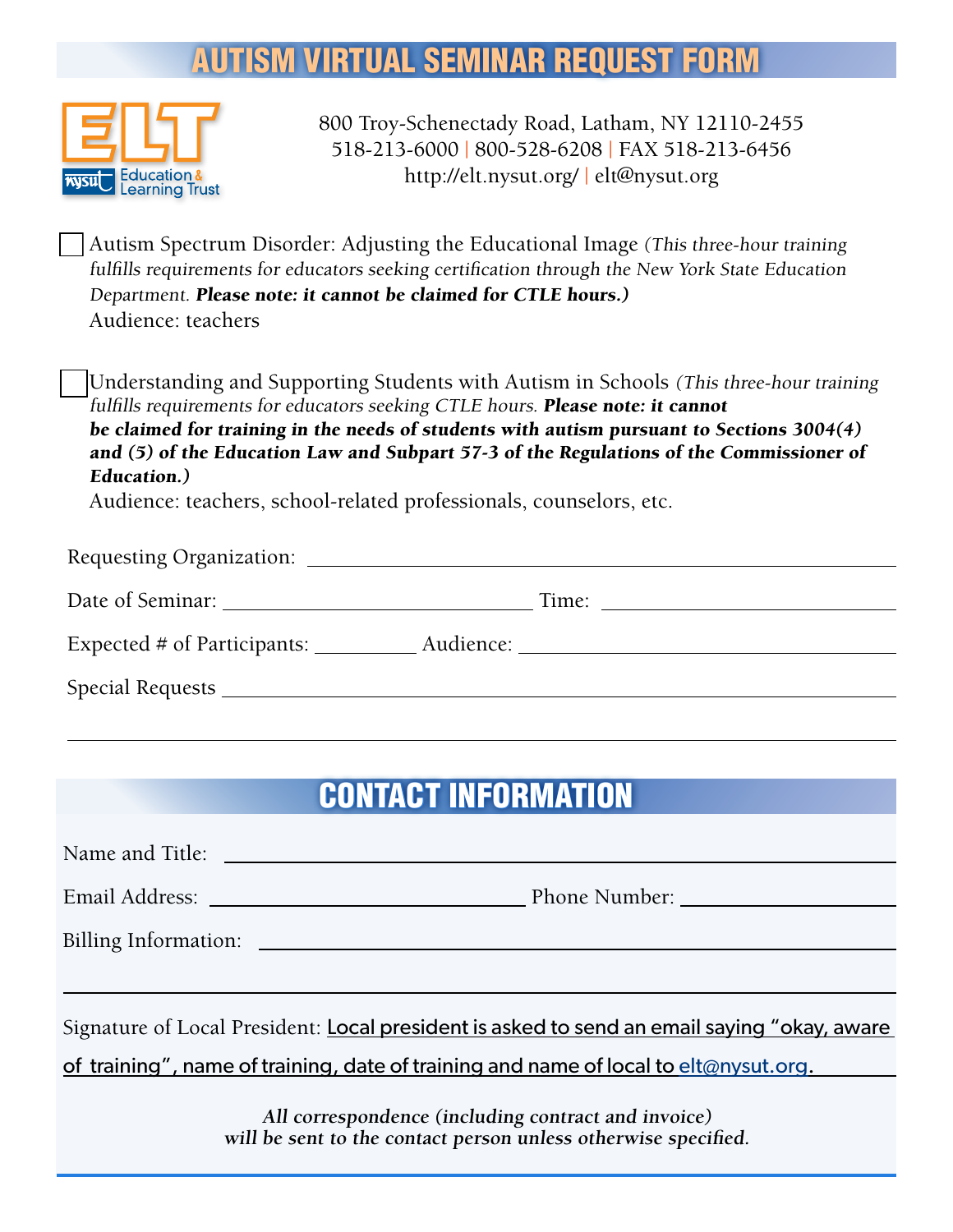# AUTISM VIRTUAL SEMINAR REQUEST FORM

ELT NYSUT Education & Learning Trust

800 Troy-Schenectady Road, Latham, NY 12110-2455
518-213-6000 | 800-528-6208 | FAX 518-213-6456
http://elt.nysut.org/ | elt@nysut.org

☐ Autism Spectrum Disorder: Adjusting the Educational Image *(This three-hour training fulfills requirements for educators seeking certification through the New York State Education Department.* ***Please note: it cannot be claimed for CTLE hours.)***
Audience: teachers

☐ Understanding and Supporting Students with Autism in Schools *(This three-hour training fulfills requirements for educators seeking CTLE hours.* ***Please note: it cannot be claimed for training in the needs of students with autism pursuant to Sections 3004(4) and (5) of the Education Law and Subpart 57-3 of the Regulations of the Commissioner of Education.)***
Audience: teachers, school-related professionals, counselors, etc.

Requesting Organization: ______________________________

Date of Seminar: ______________________ Time: ______________________

Expected # of Participants: __________ Audience: ______________________

Special Requests ______________________________

______________________________

## CONTACT INFORMATION

Name and Title: ______________________________

Email Address: ______________________ Phone Number: ______________________

Billing Information: ______________________________

______________________________

Signature of Local President: Local president is asked to send an email saying "okay, aware of training", name of training, date of training and name of local to elt@nysut.org.

***All correspondence (including contract and invoice) will be sent to the contact person unless otherwise specified.***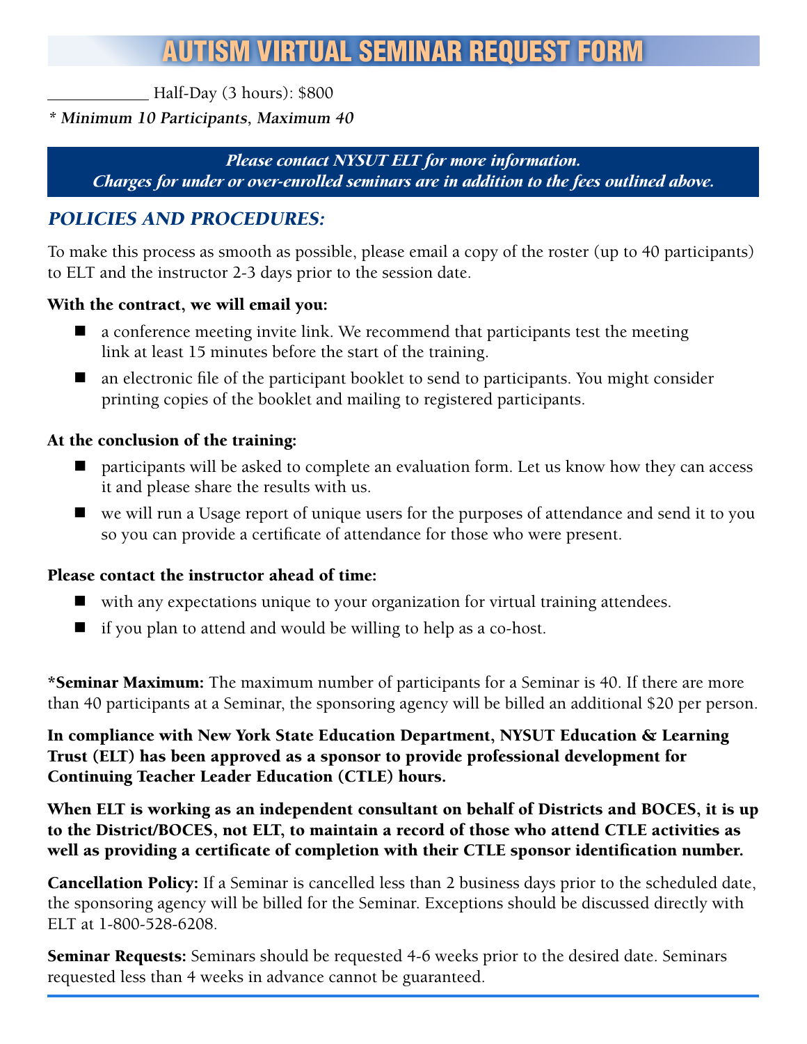# AUTISM VIRTUAL SEMINAR REQUEST FORM

____________ Half-Day (3 hours): $800

*\* Minimum 10 Participants, Maximum 40*

*Please contact NYSUT ELT for more information.*
*Charges for under or over-enrolled seminars are in addition to the fees outlined above.*

## POLICIES AND PROCEDURES:

To make this process as smooth as possible, please email a copy of the roster (up to 40 participants) to ELT and the instructor 2-3 days prior to the session date.

**With the contract, we will email you:**

- a conference meeting invite link. We recommend that participants test the meeting link at least 15 minutes before the start of the training.
- an electronic file of the participant booklet to send to participants. You might consider printing copies of the booklet and mailing to registered participants.

**At the conclusion of the training:**

- participants will be asked to complete an evaluation form. Let us know how they can access it and please share the results with us.
- we will run a Usage report of unique users for the purposes of attendance and send it to you so you can provide a certificate of attendance for those who were present.

**Please contact the instructor ahead of time:**

- with any expectations unique to your organization for virtual training attendees.
- if you plan to attend and would be willing to help as a co-host.

**\*Seminar Maximum:** The maximum number of participants for a Seminar is 40. If there are more than 40 participants at a Seminar, the sponsoring agency will be billed an additional $20 per person.

**In compliance with New York State Education Department, NYSUT Education & Learning Trust (ELT) has been approved as a sponsor to provide professional development for Continuing Teacher Leader Education (CTLE) hours.**

**When ELT is working as an independent consultant on behalf of Districts and BOCES, it is up to the District/BOCES, not ELT, to maintain a record of those who attend CTLE activities as well as providing a certificate of completion with their CTLE sponsor identification number.**

**Cancellation Policy:** If a Seminar is cancelled less than 2 business days prior to the scheduled date, the sponsoring agency will be billed for the Seminar. Exceptions should be discussed directly with ELT at 1-800-528-6208.

**Seminar Requests:** Seminars should be requested 4-6 weeks prior to the desired date. Seminars requested less than 4 weeks in advance cannot be guaranteed.